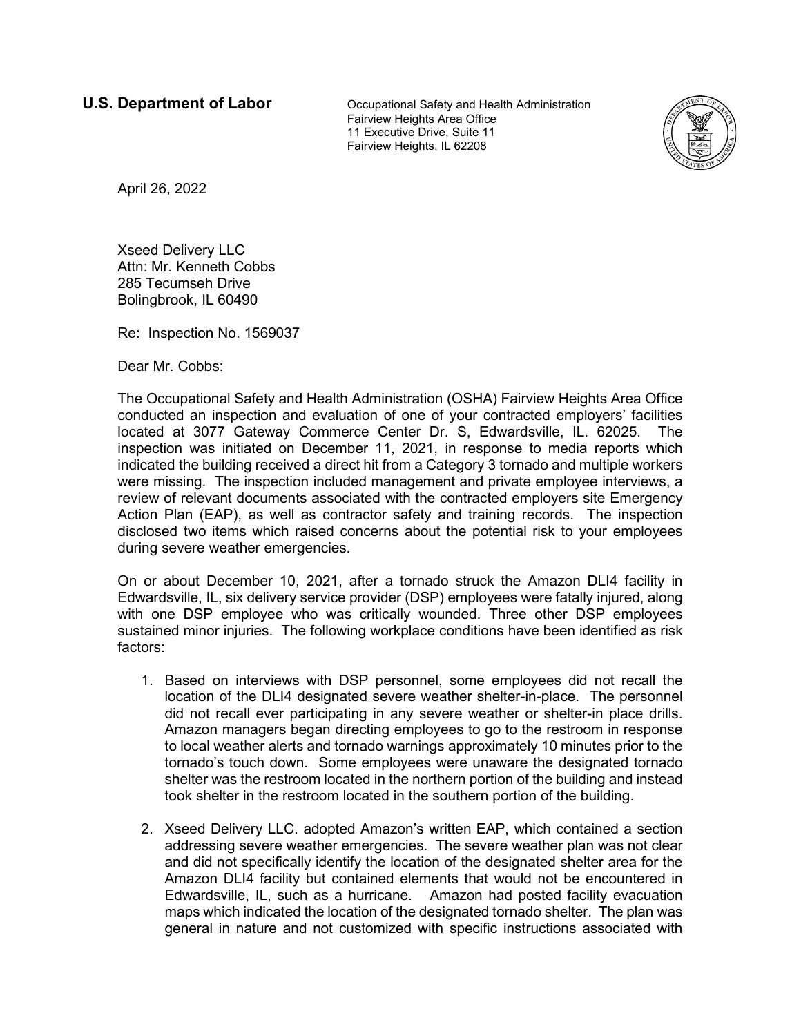**U.S. Department of Labor**

Occupational Safety and Health Administration
Fairview Heights Area Office
11 Executive Drive, Suite 11
Fairview Heights, IL 62208

April 26, 2022

Xseed Delivery LLC
Attn: Mr. Kenneth Cobbs
285 Tecumseh Drive
Bolingbrook, IL 60490

Re: Inspection No. 1569037

Dear Mr. Cobbs:

The Occupational Safety and Health Administration (OSHA) Fairview Heights Area Office conducted an inspection and evaluation of one of your contracted employers' facilities located at 3077 Gateway Commerce Center Dr. S, Edwardsville, IL. 62025. The inspection was initiated on December 11, 2021, in response to media reports which indicated the building received a direct hit from a Category 3 tornado and multiple workers were missing. The inspection included management and private employee interviews, a review of relevant documents associated with the contracted employers site Emergency Action Plan (EAP), as well as contractor safety and training records. The inspection disclosed two items which raised concerns about the potential risk to your employees during severe weather emergencies.

On or about December 10, 2021, after a tornado struck the Amazon DLI4 facility in Edwardsville, IL, six delivery service provider (DSP) employees were fatally injured, along with one DSP employee who was critically wounded. Three other DSP employees sustained minor injuries. The following workplace conditions have been identified as risk factors:

1. Based on interviews with DSP personnel, some employees did not recall the location of the DLI4 designated severe weather shelter-in-place. The personnel did not recall ever participating in any severe weather or shelter-in place drills. Amazon managers began directing employees to go to the restroom in response to local weather alerts and tornado warnings approximately 10 minutes prior to the tornado's touch down. Some employees were unaware the designated tornado shelter was the restroom located in the northern portion of the building and instead took shelter in the restroom located in the southern portion of the building.

2. Xseed Delivery LLC. adopted Amazon's written EAP, which contained a section addressing severe weather emergencies. The severe weather plan was not clear and did not specifically identify the location of the designated shelter area for the Amazon DLI4 facility but contained elements that would not be encountered in Edwardsville, IL, such as a hurricane. Amazon had posted facility evacuation maps which indicated the location of the designated tornado shelter. The plan was general in nature and not customized with specific instructions associated with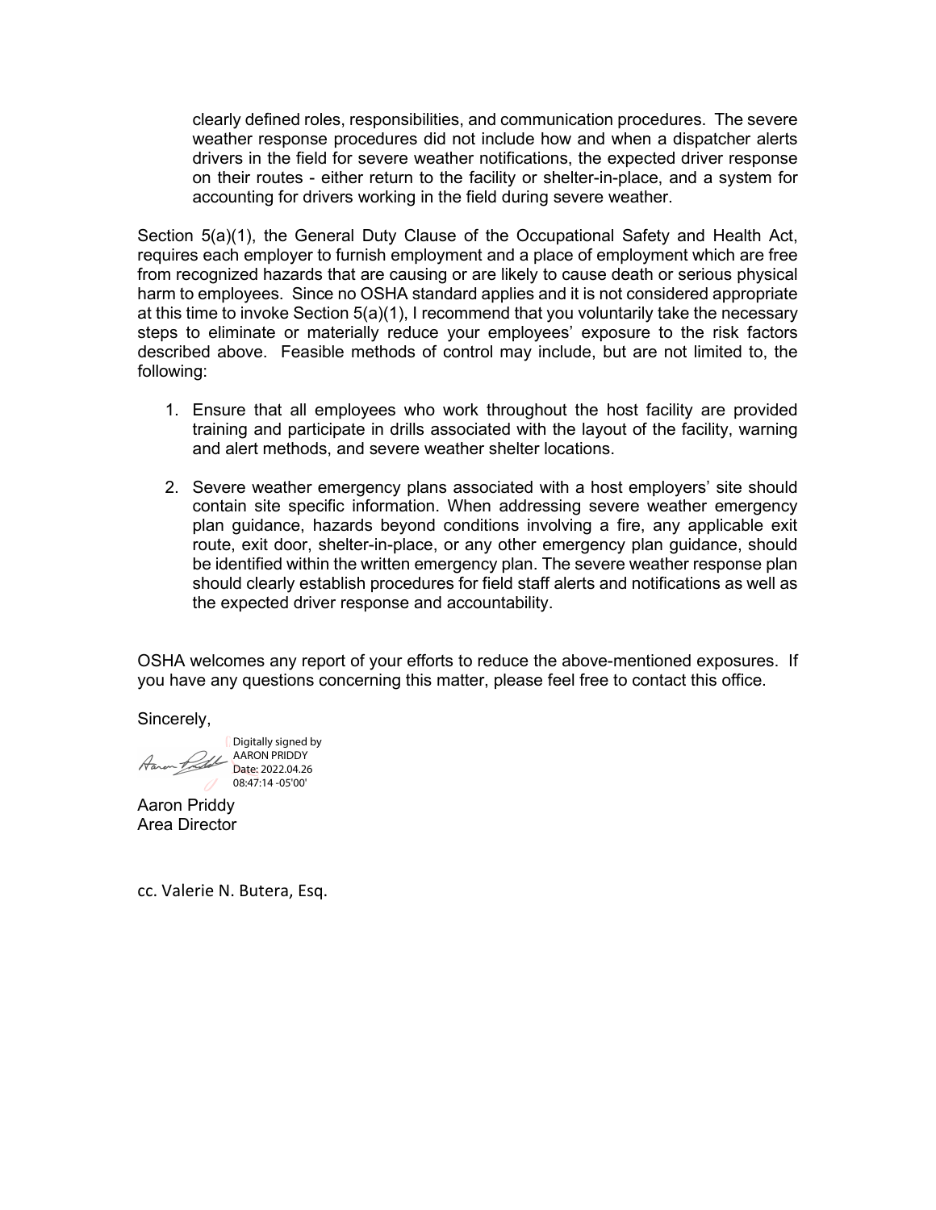clearly defined roles, responsibilities, and communication procedures. The severe weather response procedures did not include how and when a dispatcher alerts drivers in the field for severe weather notifications, the expected driver response on their routes - either return to the facility or shelter-in-place, and a system for accounting for drivers working in the field during severe weather.

Section 5(a)(1), the General Duty Clause of the Occupational Safety and Health Act, requires each employer to furnish employment and a place of employment which are free from recognized hazards that are causing or are likely to cause death or serious physical harm to employees. Since no OSHA standard applies and it is not considered appropriate at this time to invoke Section 5(a)(1), I recommend that you voluntarily take the necessary steps to eliminate or materially reduce your employees' exposure to the risk factors described above. Feasible methods of control may include, but are not limited to, the following:

1. Ensure that all employees who work throughout the host facility are provided training and participate in drills associated with the layout of the facility, warning and alert methods, and severe weather shelter locations.

2. Severe weather emergency plans associated with a host employers' site should contain site specific information. When addressing severe weather emergency plan guidance, hazards beyond conditions involving a fire, any applicable exit route, exit door, shelter-in-place, or any other emergency plan guidance, should be identified within the written emergency plan. The severe weather response plan should clearly establish procedures for field staff alerts and notifications as well as the expected driver response and accountability.

OSHA welcomes any report of your efforts to reduce the above-mentioned exposures. If you have any questions concerning this matter, please feel free to contact this office.

Sincerely,

Digitally signed by AARON PRIDDY
Date: 2022.04.26 08:47:14 -05'00'

Aaron Priddy
Area Director

cc. Valerie N. Butera, Esq.